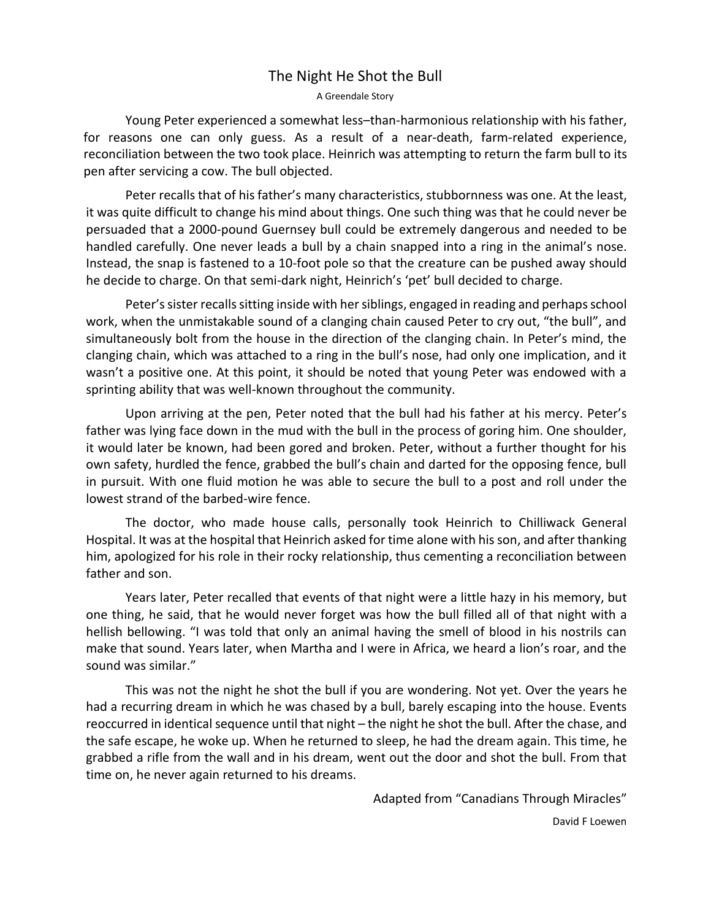# The Night He Shot the Bull

A Greendale Story

Young Peter experienced a somewhat less–than-harmonious relationship with his father, for reasons one can only guess. As a result of a near-death, farm-related experience, reconciliation between the two took place. Heinrich was attempting to return the farm bull to its pen after servicing a cow. The bull objected.

Peter recalls that of his father's many characteristics, stubbornness was one. At the least, it was quite difficult to change his mind about things. One such thing was that he could never be persuaded that a 2000-pound Guernsey bull could be extremely dangerous and needed to be handled carefully. One never leads a bull by a chain snapped into a ring in the animal's nose. Instead, the snap is fastened to a 10-foot pole so that the creature can be pushed away should he decide to charge. On that semi-dark night, Heinrich's 'pet' bull decided to charge.

Peter's sister recalls sitting inside with her siblings, engaged in reading and perhaps school work, when the unmistakable sound of a clanging chain caused Peter to cry out, "the bull", and simultaneously bolt from the house in the direction of the clanging chain. In Peter's mind, the clanging chain, which was attached to a ring in the bull's nose, had only one implication, and it wasn't a positive one. At this point, it should be noted that young Peter was endowed with a sprinting ability that was well-known throughout the community.

Upon arriving at the pen, Peter noted that the bull had his father at his mercy. Peter's father was lying face down in the mud with the bull in the process of goring him. One shoulder, it would later be known, had been gored and broken. Peter, without a further thought for his own safety, hurdled the fence, grabbed the bull's chain and darted for the opposing fence, bull in pursuit. With one fluid motion he was able to secure the bull to a post and roll under the lowest strand of the barbed-wire fence.

The doctor, who made house calls, personally took Heinrich to Chilliwack General Hospital. It was at the hospital that Heinrich asked for time alone with his son, and after thanking him, apologized for his role in their rocky relationship, thus cementing a reconciliation between father and son.

Years later, Peter recalled that events of that night were a little hazy in his memory, but one thing, he said, that he would never forget was how the bull filled all of that night with a hellish bellowing. "I was told that only an animal having the smell of blood in his nostrils can make that sound. Years later, when Martha and I were in Africa, we heard a lion's roar, and the sound was similar."

This was not the night he shot the bull if you are wondering. Not yet. Over the years he had a recurring dream in which he was chased by a bull, barely escaping into the house. Events reoccurred in identical sequence until that night – the night he shot the bull. After the chase, and the safe escape, he woke up. When he returned to sleep, he had the dream again. This time, he grabbed a rifle from the wall and in his dream, went out the door and shot the bull. From that time on, he never again returned to his dreams.

Adapted from "Canadians Through Miracles"

David F Loewen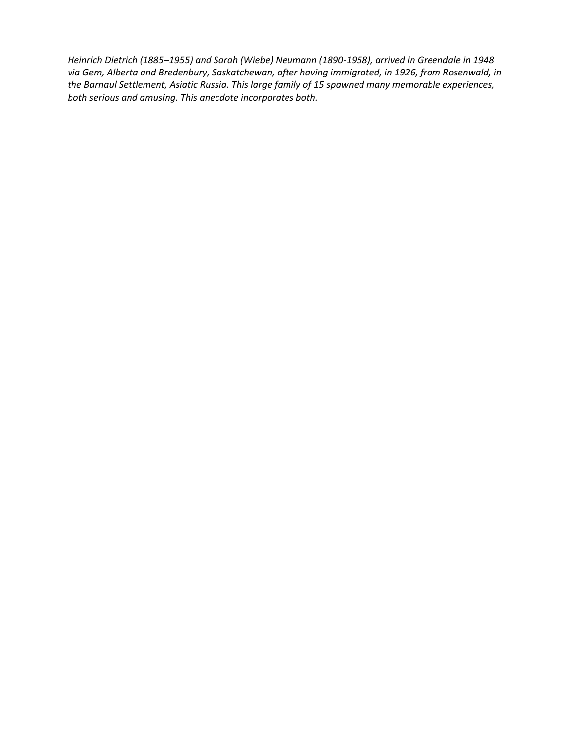*Heinrich Dietrich (1885–1955) and Sarah (Wiebe) Neumann (1890-1958), arrived in Greendale in 1948 via Gem, Alberta and Bredenbury, Saskatchewan, after having immigrated, in 1926, from Rosenwald, in the Barnaul Settlement, Asiatic Russia. This large family of 15 spawned many memorable experiences, both serious and amusing. This anecdote incorporates both.*